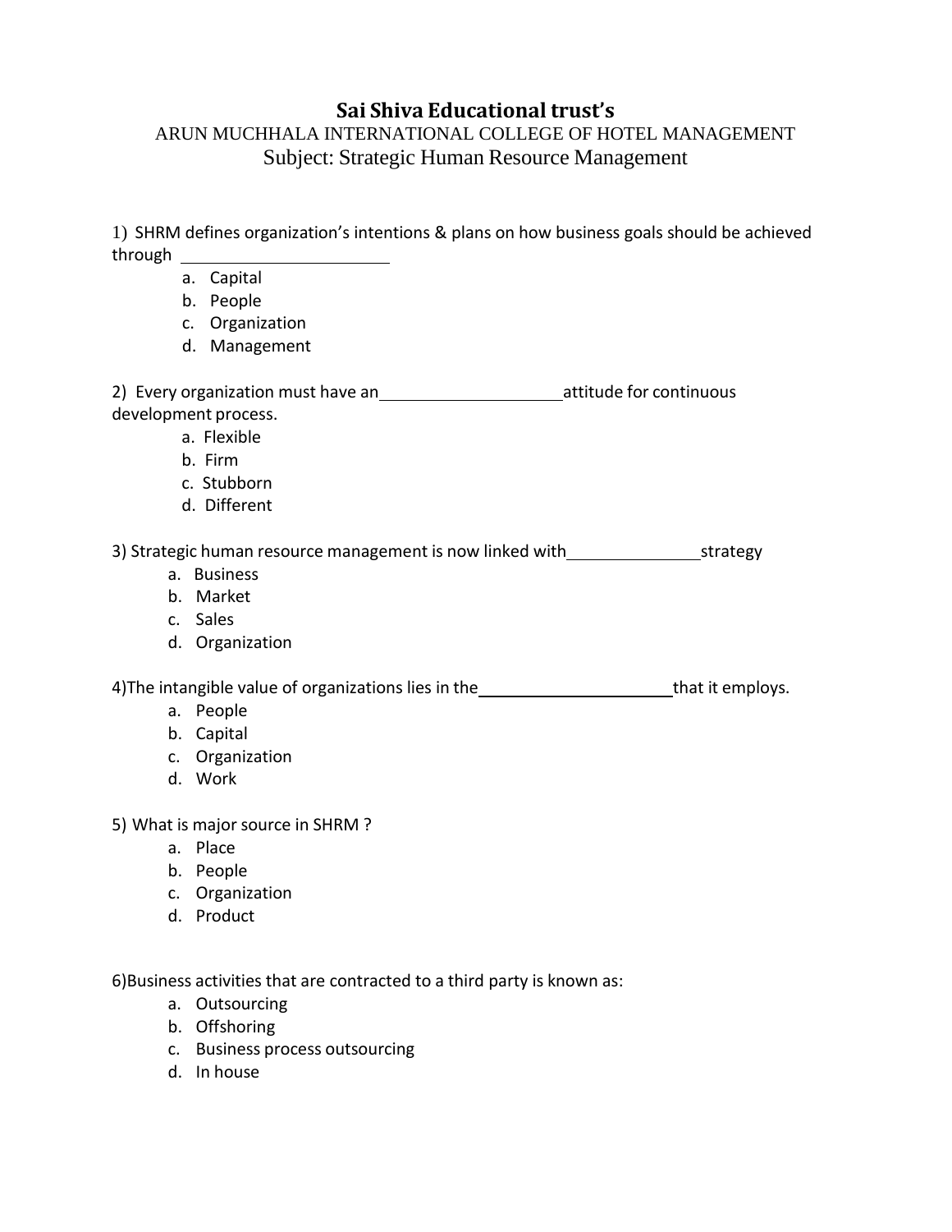# Sai Shiva Educational trust's

## ARUN MUCHHALA INTERNATIONAL COLLEGE OF HOTEL MANAGEMENT

### Subject: Strategic Human Resource Management

1) SHRM defines organization's intentions & plans on how business goals should be achieved through ____________

a. Capital
b. People
c. Organization
d. Management

2) Every organization must have an ____________ attitude for continuous development process.

a. Flexible
b. Firm
c. Stubborn
d. Different

3) Strategic human resource management is now linked with ____________ strategy

a. Business
b. Market
c. Sales
d. Organization

4) The intangible value of organizations lies in the ____________ that it employs.

a. People
b. Capital
c. Organization
d. Work

5) What is major source in SHRM ?

a. Place
b. People
c. Organization
d. Product

6) Business activities that are contracted to a third party is known as:

a. Outsourcing
b. Offshoring
c. Business process outsourcing
d. In house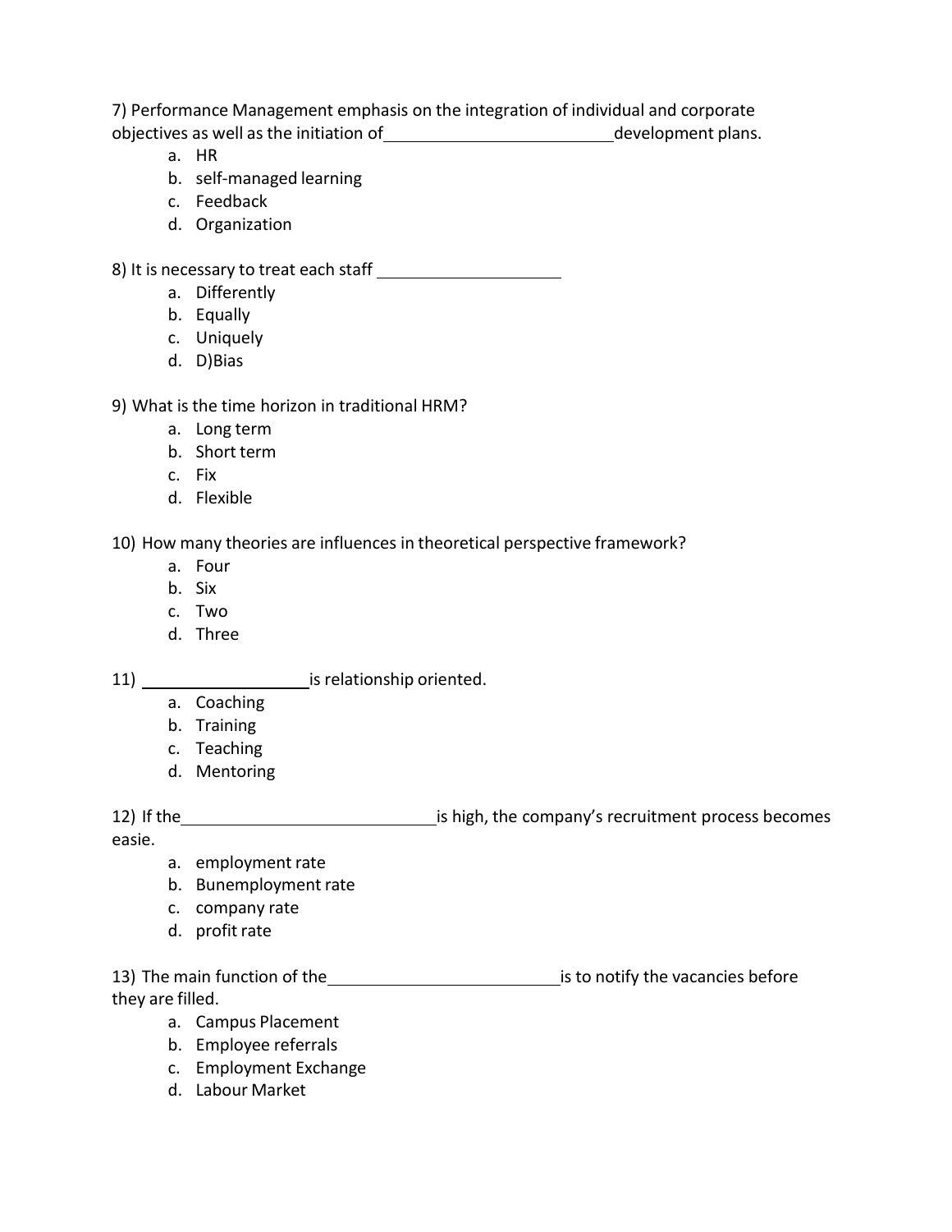7) Performance Management emphasis on the integration of individual and corporate objectives as well as the initiation of ________________________ development plans.

a. HR
b. self-managed learning
c. Feedback
d. Organization

8) It is necessary to treat each staff ____________________

a. Differently
b. Equally
c. Uniquely
d. D)Bias

9) What is the time horizon in traditional HRM?

a. Long term
b. Short term
c. Fix
d. Flexible

10) How many theories are influences in theoretical perspective framework?

a. Four
b. Six
c. Two
d. Three

11) __________________ is relationship oriented.

a. Coaching
b. Training
c. Teaching
d. Mentoring

12) If the ____________________________ is high, the company's recruitment process becomes easie.

a. employment rate
b. Bunemployment rate
c. company rate
d. profit rate

13) The main function of the ________________________ is to notify the vacancies before they are filled.

a. Campus Placement
b. Employee referrals
c. Employment Exchange
d. Labour Market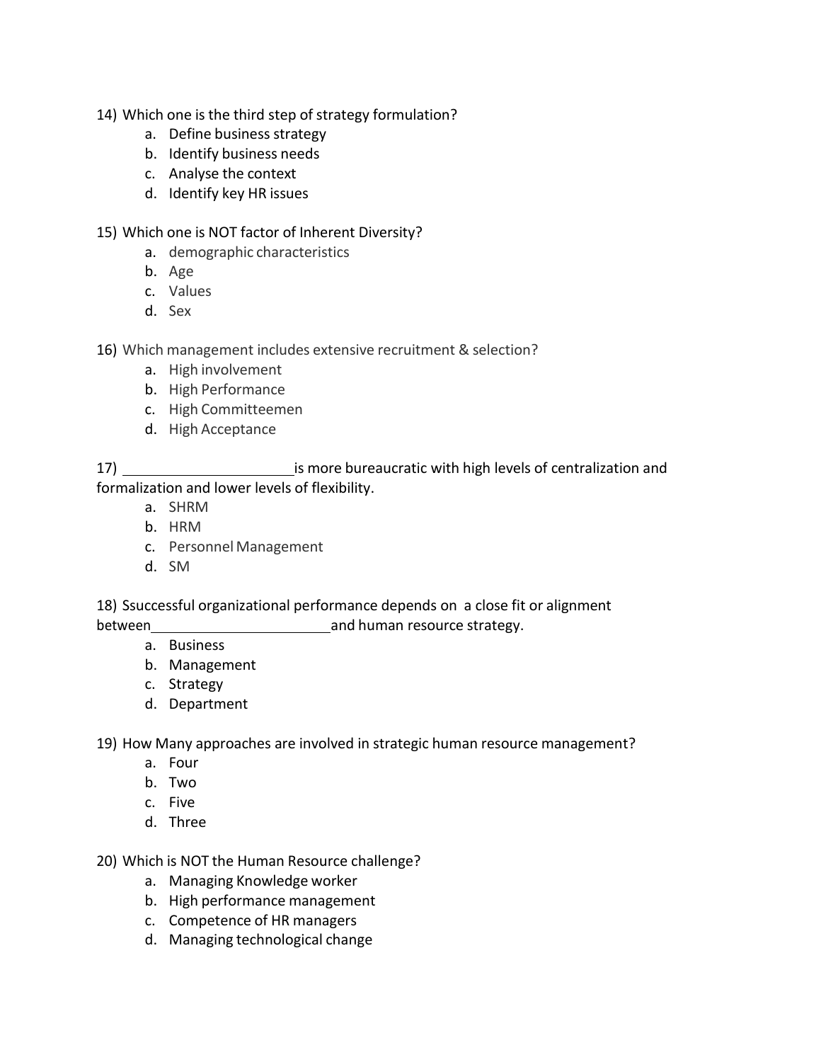14) Which one is the third step of strategy formulation?

   a. Define business strategy
   b. Identify business needs
   c. Analyse the context
   d. Identify key HR issues

15) Which one is NOT factor of Inherent Diversity?

   a. demographic characteristics
   b. Age
   c. Values
   d. Sex

16) Which management includes extensive recruitment & selection?

   a. High involvement
   b. High Performance
   c. High Committeemen
   d. High Acceptance

17) ____________________is more bureaucratic with high levels of centralization and formalization and lower levels of flexibility.

   a. SHRM
   b. HRM
   c. Personnel Management
   d. SM

18) Ssuccessful organizational performance depends on a close fit or alignment between______________________and human resource strategy.

   a. Business
   b. Management
   c. Strategy
   d. Department

19) How Many approaches are involved in strategic human resource management?

   a. Four
   b. Two
   c. Five
   d. Three

20) Which is NOT the Human Resource challenge?

   a. Managing Knowledge worker
   b. High performance management
   c. Competence of HR managers
   d. Managing technological change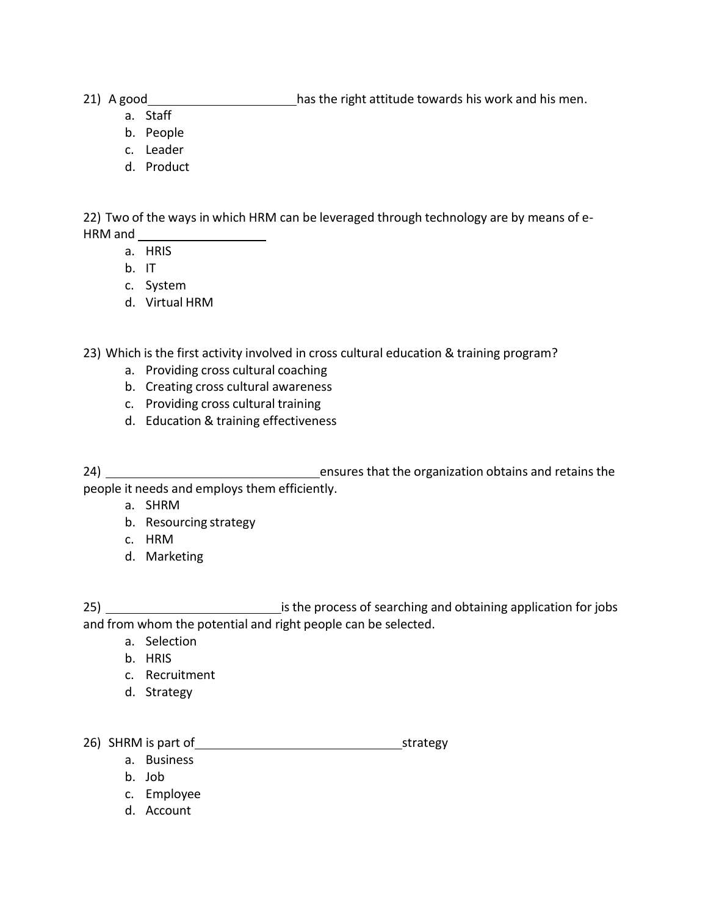21) A good ______________________ has the right attitude towards his work and his men.

a. Staff
b. People
c. Leader
d. Product

22) Two of the ways in which HRM can be leveraged through technology are by means of e-HRM and ____________________

a. HRIS
b. IT
c. System
d. Virtual HRM

23) Which is the first activity involved in cross cultural education & training program?

a. Providing cross cultural coaching
b. Creating cross cultural awareness
c. Providing cross cultural training
d. Education & training effectiveness

24) ________________________________ ensures that the organization obtains and retains the people it needs and employs them efficiently.

a. SHRM
b. Resourcing strategy
c. HRM
d. Marketing

25) __________________________ is the process of searching and obtaining application for jobs and from whom the potential and right people can be selected.

a. Selection
b. HRIS
c. Recruitment
d. Strategy

26) SHRM is part of ________________________________ strategy

a. Business
b. Job
c. Employee
d. Account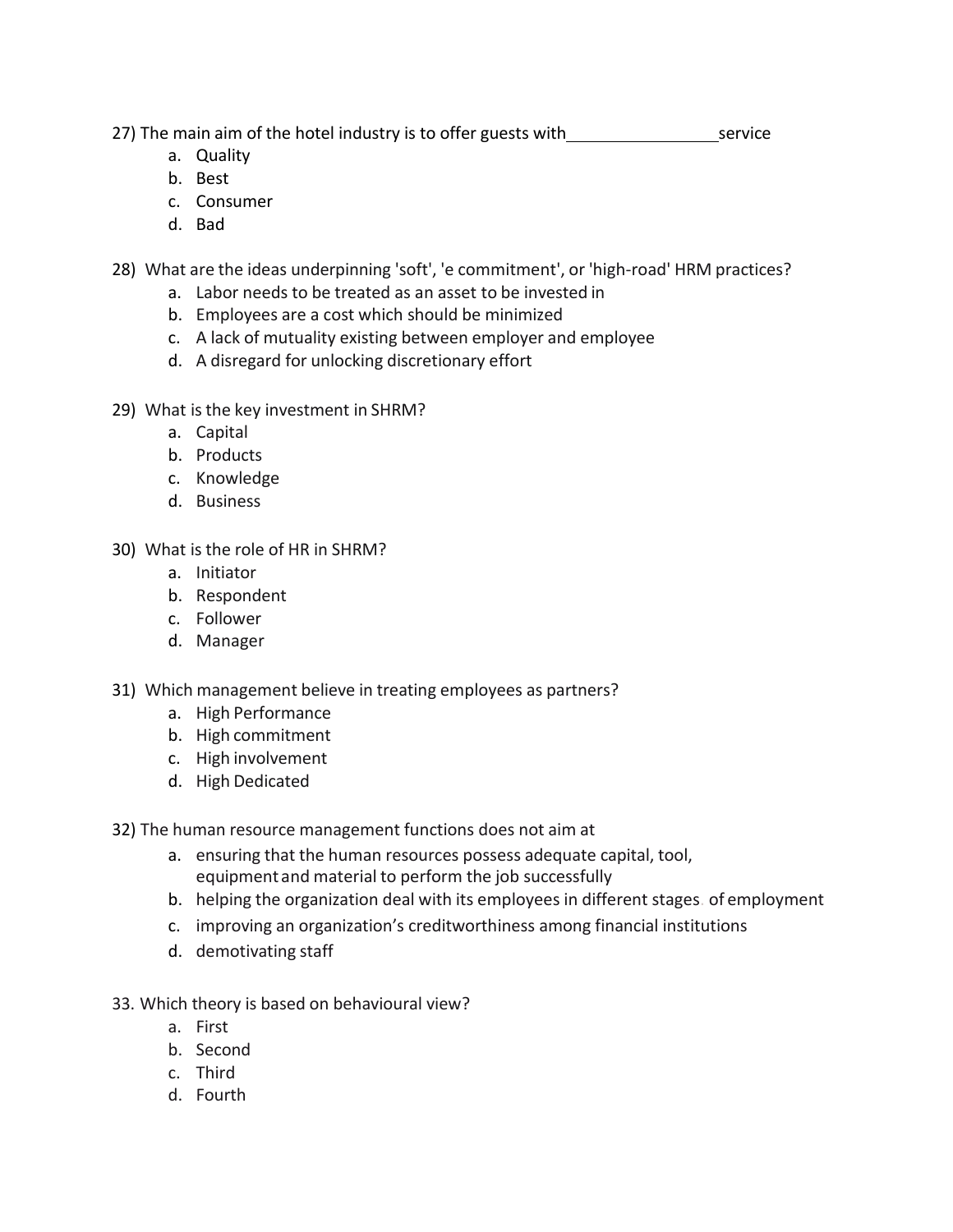27) The main aim of the hotel industry is to offer guests with________________service

a. Quality
b. Best
c. Consumer
d. Bad

28) What are the ideas underpinning 'soft', 'e commitment', or 'high-road' HRM practices?

a. Labor needs to be treated as an asset to be invested in
b. Employees are a cost which should be minimized
c. A lack of mutuality existing between employer and employee
d. A disregard for unlocking discretionary effort

29) What is the key investment in SHRM?

a. Capital
b. Products
c. Knowledge
d. Business

30) What is the role of HR in SHRM?

a. Initiator
b. Respondent
c. Follower
d. Manager

31) Which management believe in treating employees as partners?

a. High Performance
b. High commitment
c. High involvement
d. High Dedicated

32) The human resource management functions does not aim at

a. ensuring that the human resources possess adequate capital, tool, equipment and material to perform the job successfully
b. helping the organization deal with its employees in different stages of employment
c. improving an organization's creditworthiness among financial institutions
d. demotivating staff

33. Which theory is based on behavioural view?

a. First
b. Second
c. Third
d. Fourth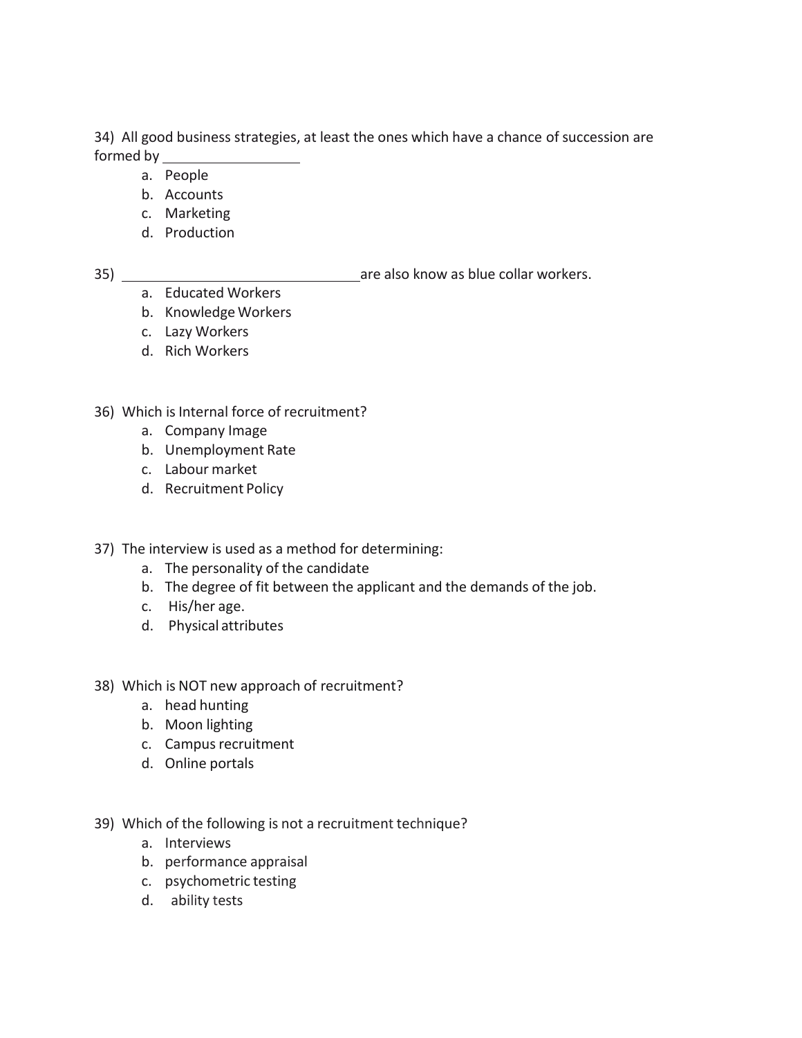34) All good business strategies, at least the ones which have a chance of succession are formed by ________________

a. People
b. Accounts
c. Marketing
d. Production

35) ______________________________ are also know as blue collar workers.

a. Educated Workers
b. Knowledge Workers
c. Lazy Workers
d. Rich Workers

36) Which is Internal force of recruitment?

a. Company Image
b. Unemployment Rate
c. Labour market
d. Recruitment Policy

37) The interview is used as a method for determining:

a. The personality of the candidate
b. The degree of fit between the applicant and the demands of the job.
c. His/her age.
d. Physical attributes

38) Which is NOT new approach of recruitment?

a. head hunting
b. Moon lighting
c. Campus recruitment
d. Online portals

39) Which of the following is not a recruitment technique?

a. Interviews
b. performance appraisal
c. psychometric testing
d. ability tests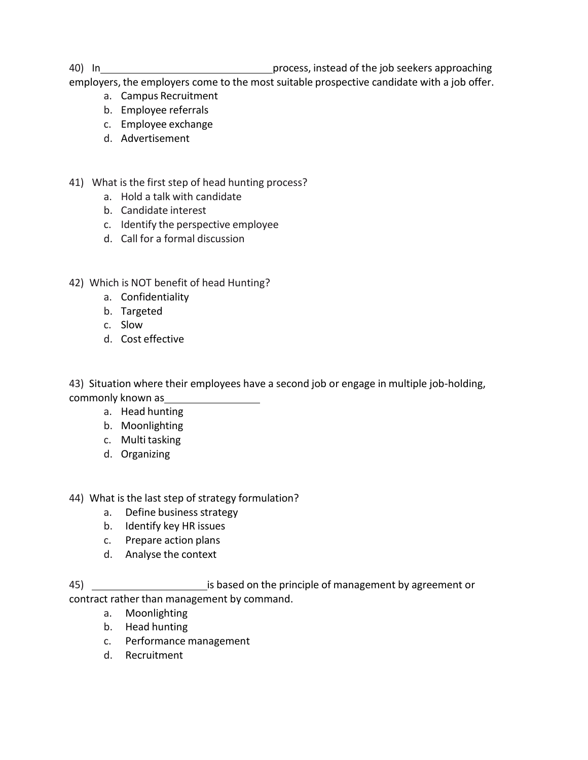40) In ______________________________ process, instead of the job seekers approaching employers, the employers come to the most suitable prospective candidate with a job offer.

a. Campus Recruitment
b. Employee referrals
c. Employee exchange
d. Advertisement

41) What is the first step of head hunting process?

a. Hold a talk with candidate
b. Candidate interest
c. Identify the perspective employee
d. Call for a formal discussion

42) Which is NOT benefit of head Hunting?

a. Confidentiality
b. Targeted
c. Slow
d. Cost effective

43) Situation where their employees have a second job or engage in multiple job-holding, commonly known as ________________

a. Head hunting
b. Moonlighting
c. Multi tasking
d. Organizing

44) What is the last step of strategy formulation?

a. Define business strategy
b. Identify key HR issues
c. Prepare action plans
d. Analyse the context

45) ____________________ is based on the principle of management by agreement or contract rather than management by command.

a. Moonlighting
b. Head hunting
c. Performance management
d. Recruitment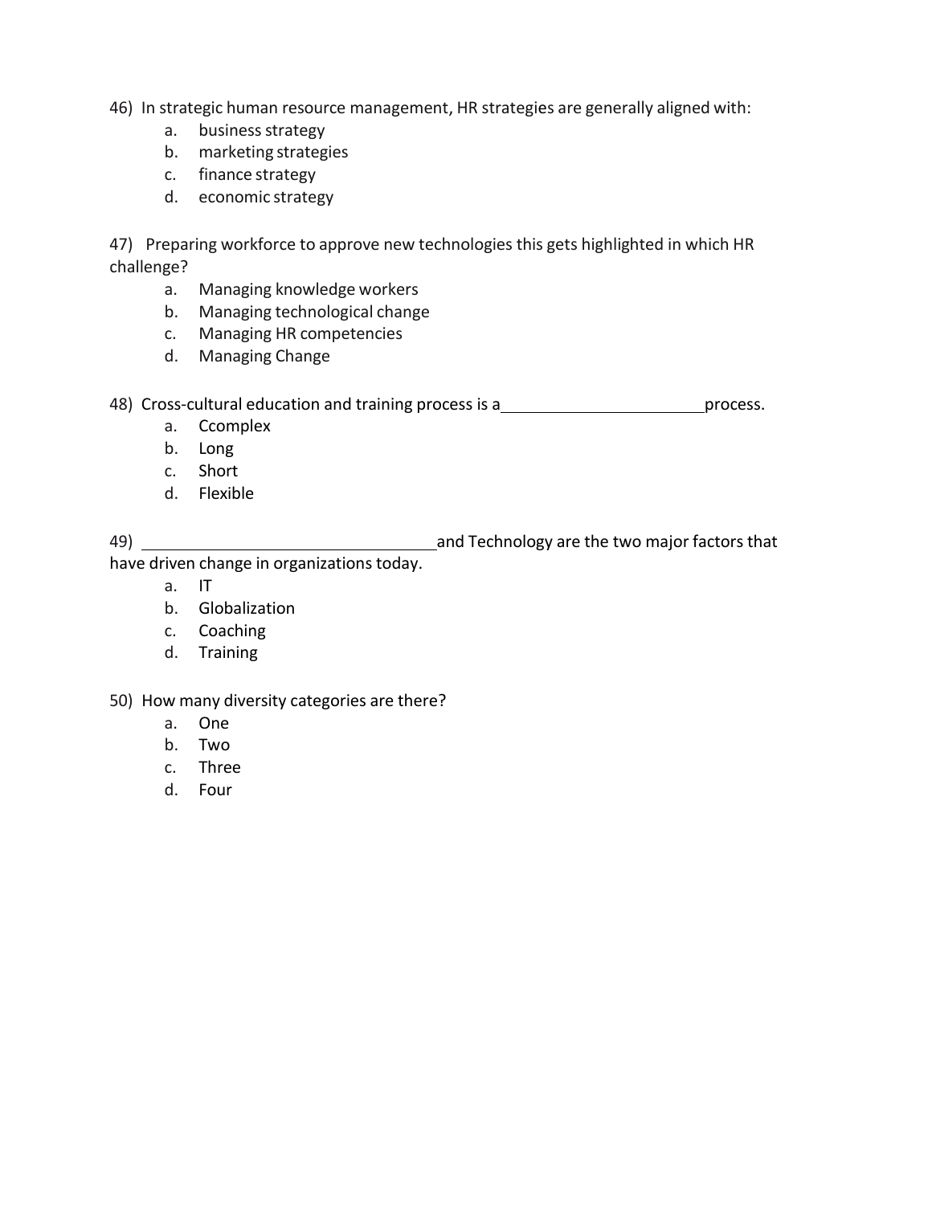46) In strategic human resource management, HR strategies are generally aligned with:

a. business strategy
b. marketing strategies
c. finance strategy
d. economic strategy

47) Preparing workforce to approve new technologies this gets highlighted in which HR challenge?

a. Managing knowledge workers
b. Managing technological change
c. Managing HR competencies
d. Managing Change

48) Cross-cultural education and training process is a ______________________ process.

a. Ccomplex
b. Long
c. Short
d. Flexible

49) ________________________________ and Technology are the two major factors that have driven change in organizations today.

a. IT
b. Globalization
c. Coaching
d. Training

50) How many diversity categories are there?

a. One
b. Two
c. Three
d. Four